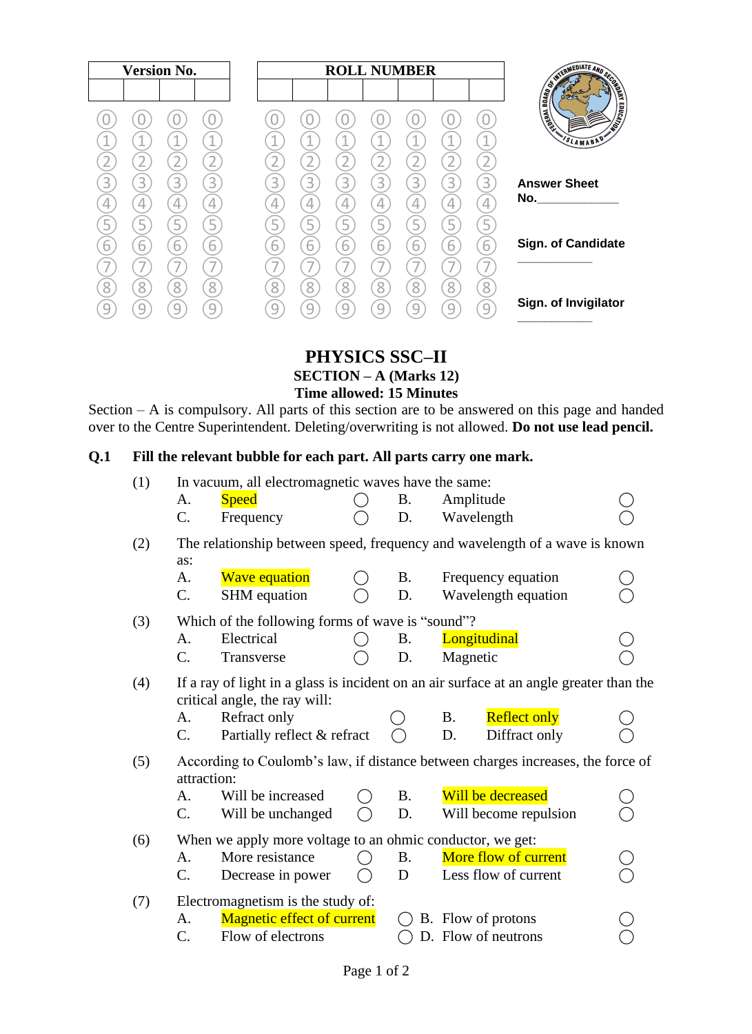| Version No. | | | |
|---|---|---|---|
| | | | |

| ROLL NUMBER | | | | | | |
|---|---|---|---|---|---|---|
| | | | | | | |

**Answer Sheet No.**____________

**Sign. of Candidate** ___________

**Sign. of Invigilator** ___________

# PHYSICS SSC–II

## SECTION – A (Marks 12)

### Time allowed: 15 Minutes

Section – A is compulsory. All parts of this section are to be answered on this page and handed over to the Centre Superintendent. Deleting/overwriting is not allowed. **Do not use lead pencil.**

**Q.1 Fill the relevant bubble for each part. All parts carry one mark.**

(1) In vacuum, all electromagnetic waves have the same:

- A. Speed ◯
- B. Amplitude ◯
- C. Frequency ◯
- D. Wavelength ◯

(2) The relationship between speed, frequency and wavelength of a wave is known as:

- A. Wave equation ◯
- B. Frequency equation ◯
- C. SHM equation ◯
- D. Wavelength equation ◯

(3) Which of the following forms of wave is "sound"?

- A. Electrical ◯
- B. Longitudinal ◯
- C. Transverse ◯
- D. Magnetic ◯

(4) If a ray of light in a glass is incident on an air surface at an angle greater than the critical angle, the ray will:

- A. Refract only ◯
- B. Reflect only ◯
- C. Partially reflect & refract ◯
- D. Diffract only ◯

(5) According to Coulomb's law, if distance between charges increases, the force of attraction:

- A. Will be increased ◯
- B. Will be decreased ◯
- C. Will be unchanged ◯
- D. Will become repulsion ◯

(6) When we apply more voltage to an ohmic conductor, we get:

- A. More resistance ◯
- B. More flow of current ◯
- C. Decrease in power ◯
- D Less flow of current ◯

(7) Electromagnetism is the study of:

- A. Magnetic effect of current ◯
- B. Flow of protons ◯
- C. Flow of electrons ◯
- D. Flow of neutrons ◯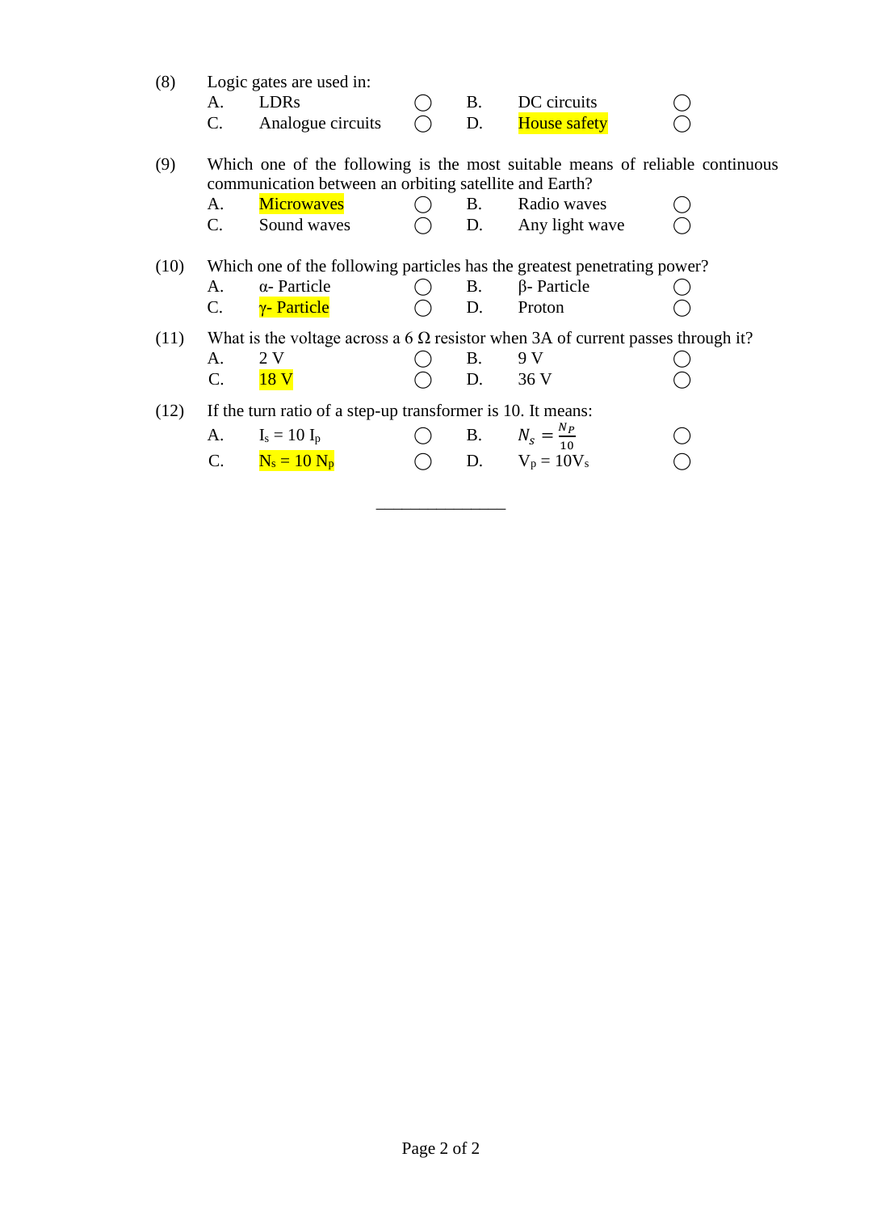(8) Logic gates are used in:

A. LDRs ◯ B. DC circuits ◯

C. Analogue circuits ◯ D. House safety ◯

(9) Which one of the following is the most suitable means of reliable continuous communication between an orbiting satellite and Earth?

A. Microwaves ◯ B. Radio waves ◯

C. Sound waves ◯ D. Any light wave ◯

(10) Which one of the following particles has the greatest penetrating power?

A. α- Particle ◯ B. β- Particle ◯

C. γ- Particle ◯ D. Proton ◯

(11) What is the voltage across a 6 Ω resistor when 3A of current passes through it?

A. 2 V ◯ B. 9 V ◯

C. 18 V ◯ D. 36 V ◯

(12) If the turn ratio of a step-up transformer is 10. It means:

A. $I_s = 10\ I_p$ ◯ B. $N_s = \frac{N_P}{10}$ ◯

C. $N_s = 10\ N_p$ ◯ D. $V_p = 10V_s$ ◯

---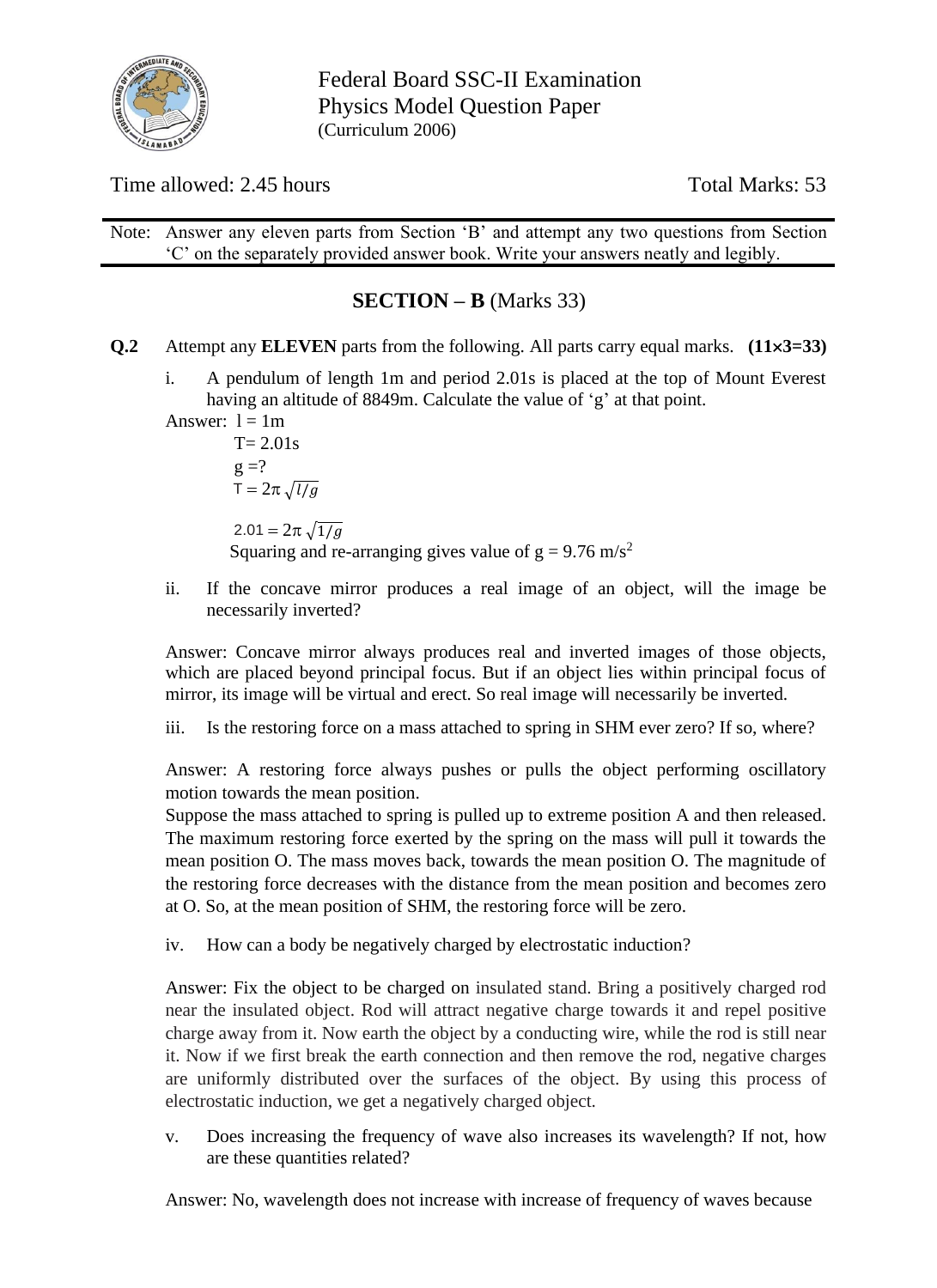Federal Board SSC-II Examination
Physics Model Question Paper
(Curriculum 2006)

Time allowed: 2.45 hours | Total Marks: 53

Note: Answer any eleven parts from Section 'B' and attempt any two questions from Section 'C' on the separately provided answer book. Write your answers neatly and legibly.

## SECTION – B (Marks 33)

**Q.2** Attempt any **ELEVEN** parts from the following. All parts carry equal marks. **(11×3=33)**

i. A pendulum of length 1m and period 2.01s is placed at the top of Mount Everest having an altitude of 8849m. Calculate the value of 'g' at that point.

Answer: l = 1m

T= 2.01s

g =?

$T = 2\pi\sqrt{l/g}$

$2.01 = 2\pi\sqrt{1/g}$

Squaring and re-arranging gives value of g = 9.76 m/s$^2$

ii. If the concave mirror produces a real image of an object, will the image be necessarily inverted?

Answer: Concave mirror always produces real and inverted images of those objects, which are placed beyond principal focus. But if an object lies within principal focus of mirror, its image will be virtual and erect. So real image will necessarily be inverted.

iii. Is the restoring force on a mass attached to spring in SHM ever zero? If so, where?

Answer: A restoring force always pushes or pulls the object performing oscillatory motion towards the mean position.
Suppose the mass attached to spring is pulled up to extreme position A and then released. The maximum restoring force exerted by the spring on the mass will pull it towards the mean position O. The mass moves back, towards the mean position O. The magnitude of the restoring force decreases with the distance from the mean position and becomes zero at O. So, at the mean position of SHM, the restoring force will be zero.

iv. How can a body be negatively charged by electrostatic induction?

Answer: Fix the object to be charged on insulated stand. Bring a positively charged rod near the insulated object. Rod will attract negative charge towards it and repel positive charge away from it. Now earth the object by a conducting wire, while the rod is still near it. Now if we first break the earth connection and then remove the rod, negative charges are uniformly distributed over the surfaces of the object. By using this process of electrostatic induction, we get a negatively charged object.

v. Does increasing the frequency of wave also increases its wavelength? If not, how are these quantities related?

Answer: No, wavelength does not increase with increase of frequency of waves because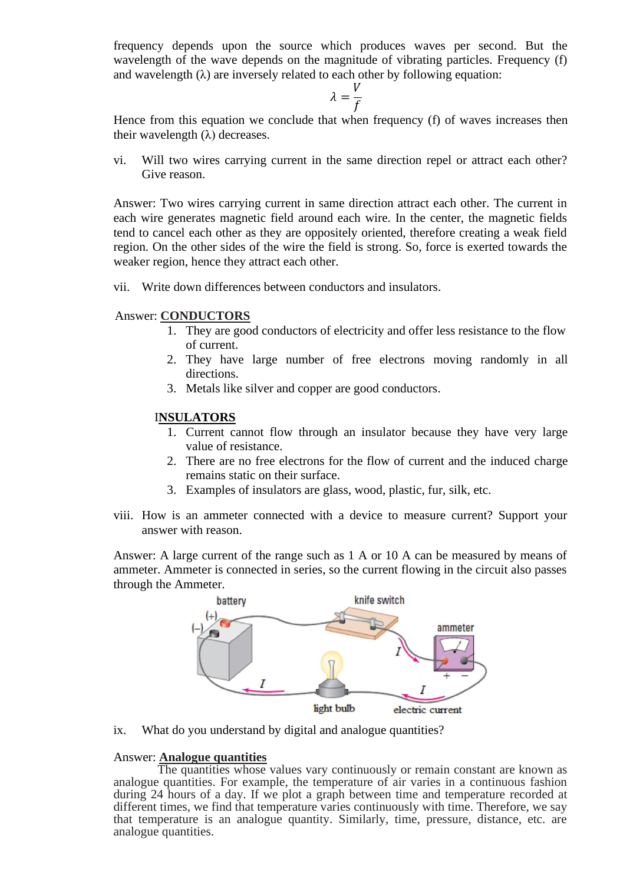frequency depends upon the source which produces waves per second. But the wavelength of the wave depends on the magnitude of vibrating particles. Frequency (f) and wavelength (λ) are inversely related to each other by following equation:

$$\lambda = \frac{V}{f}$$

Hence from this equation we conclude that when frequency (f) of waves increases then their wavelength (λ) decreases.

vi. Will two wires carrying current in the same direction repel or attract each other? Give reason.

Answer: Two wires carrying current in same direction attract each other. The current in each wire generates magnetic field around each wire. In the center, the magnetic fields tend to cancel each other as they are oppositely oriented, therefore creating a weak field region. On the other sides of the wire the field is strong. So, force is exerted towards the weaker region, hence they attract each other.

vii. Write down differences between conductors and insulators.

Answer: **CONDUCTORS**

1. They are good conductors of electricity and offer less resistance to the flow of current.
2. They have large number of free electrons moving randomly in all directions.
3. Metals like silver and copper are good conductors.

**INSULATORS**

1. Current cannot flow through an insulator because they have very large value of resistance.
2. There are no free electrons for the flow of current and the induced charge remains static on their surface.
3. Examples of insulators are glass, wood, plastic, fur, silk, etc.

viii. How is an ammeter connected with a device to measure current? Support your answer with reason.

Answer: A large current of the range such as 1 A or 10 A can be measured by means of ammeter. Ammeter is connected in series, so the current flowing in the circuit also passes through the Ammeter.

ix. What do you understand by digital and analogue quantities?

Answer: **Analogue quantities**

The quantities whose values vary continuously or remain constant are known as analogue quantities. For example, the temperature of air varies in a continuous fashion during 24 hours of a day. If we plot a graph between time and temperature recorded at different times, we find that temperature varies continuously with time. Therefore, we say that temperature is an analogue quantity. Similarly, time, pressure, distance, etc. are analogue quantities.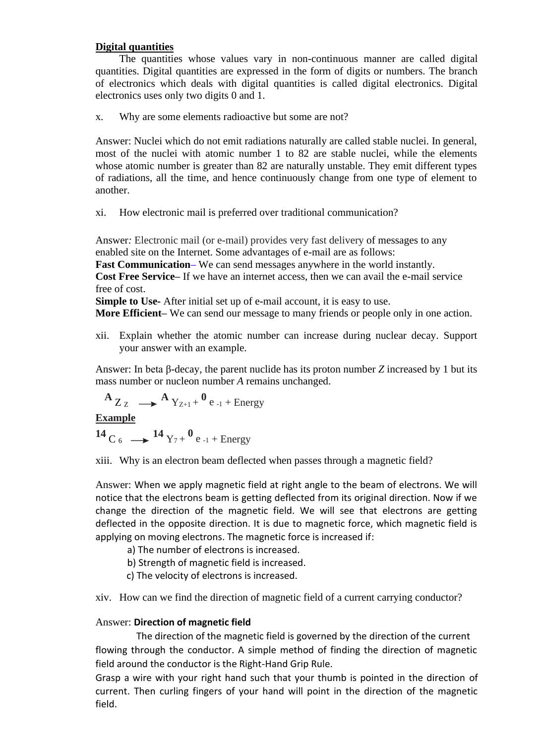**Digital quantities**

The quantities whose values vary in non-continuous manner are called digital quantities. Digital quantities are expressed in the form of digits or numbers. The branch of electronics which deals with digital quantities is called digital electronics. Digital electronics uses only two digits 0 and 1.

x. Why are some elements radioactive but some are not?

Answer: Nuclei which do not emit radiations naturally are called stable nuclei. In general, most of the nuclei with atomic number 1 to 82 are stable nuclei, while the elements whose atomic number is greater than 82 are naturally unstable. They emit different types of radiations, all the time, and hence continuously change from one type of element to another.

xi. How electronic mail is preferred over traditional communication?

Answer: Electronic mail (or e-mail) provides very fast delivery of messages to any enabled site on the Internet. Some advantages of e-mail are as follows:
**Fast Communication**– We can send messages anywhere in the world instantly.
**Cost Free Service**– If we have an internet access, then we can avail the e-mail service free of cost.
**Simple to Use**- After initial set up of e-mail account, it is easy to use.
**More Efficient**– We can send our message to many friends or people only in one action.

xii. Explain whether the atomic number can increase during nuclear decay. Support your answer with an example.

Answer: In beta β-decay, the parent nuclide has its proton number *Z* increased by 1 but its mass number or nucleon number *A* remains unchanged.

$$^{A}Z_{Z} \longrightarrow {}^{A}Y_{Z+1} + {}^{0}e_{-1} + \text{Energy}$$

**Example**

$$^{14}C_{6} \longrightarrow {}^{14}Y_{7} + {}^{0}e_{-1} + \text{Energy}$$

xiii. Why is an electron beam deflected when passes through a magnetic field?

Answer: When we apply magnetic field at right angle to the beam of electrons. We will notice that the electrons beam is getting deflected from its original direction. Now if we change the direction of the magnetic field. We will see that electrons are getting deflected in the opposite direction. It is due to magnetic force, which magnetic field is applying on moving electrons. The magnetic force is increased if:

a) The number of electrons is increased.
b) Strength of magnetic field is increased.
c) The velocity of electrons is increased.

xiv. How can we find the direction of magnetic field of a current carrying conductor?

Answer: **Direction of magnetic field**

The direction of the magnetic field is governed by the direction of the current flowing through the conductor. A simple method of finding the direction of magnetic field around the conductor is the Right-Hand Grip Rule.
Grasp a wire with your right hand such that your thumb is pointed in the direction of current. Then curling fingers of your hand will point in the direction of the magnetic field.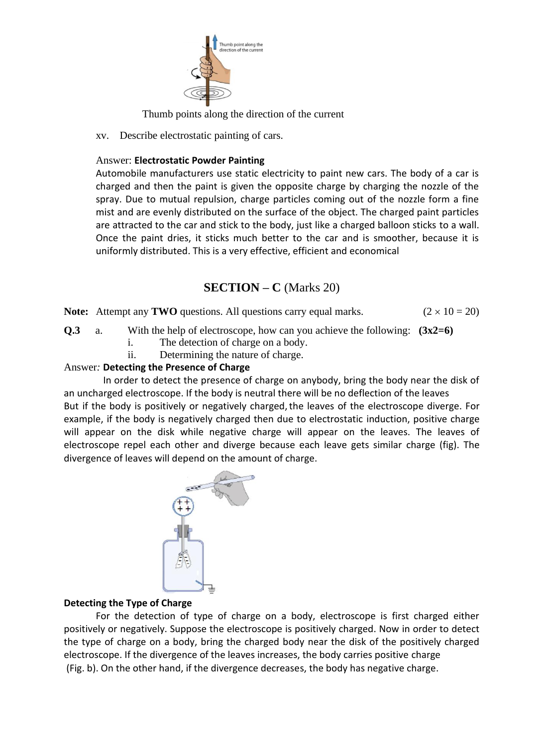Thumb points along the direction of the current

xv. Describe electrostatic painting of cars.

Answer: **Electrostatic Powder Painting**

Automobile manufacturers use static electricity to paint new cars. The body of a car is charged and then the paint is given the opposite charge by charging the nozzle of the spray. Due to mutual repulsion, charge particles coming out of the nozzle form a fine mist and are evenly distributed on the surface of the object. The charged paint particles are attracted to the car and stick to the body, just like a charged balloon sticks to a wall. Once the paint dries, it sticks much better to the car and is smoother, because it is uniformly distributed. This is a very effective, efficient and economical

## SECTION – C (Marks 20)

**Note:** Attempt any **TWO** questions. All questions carry equal marks. $(2 \times 10 = 20)$

**Q.3** a. With the help of electroscope, how can you achieve the following: **(3x2=6)**

i. The detection of charge on a body.

ii. Determining the nature of charge.

Answer: **Detecting the Presence of Charge**

In order to detect the presence of charge on anybody, bring the body near the disk of an uncharged electroscope. If the body is neutral there will be no deflection of the leaves. But if the body is positively or negatively charged, the leaves of the electroscope diverge. For example, if the body is negatively charged then due to electrostatic induction, positive charge will appear on the disk while negative charge will appear on the leaves. The leaves of electroscope repel each other and diverge because each leave gets similar charge (fig). The divergence of leaves will depend on the amount of charge.

**Detecting the Type of Charge**

For the detection of type of charge on a body, electroscope is first charged either positively or negatively. Suppose the electroscope is positively charged. Now in order to detect the type of charge on a body, bring the charged body near the disk of the positively charged electroscope. If the divergence of the leaves increases, the body carries positive charge (Fig. b). On the other hand, if the divergence decreases, the body has negative charge.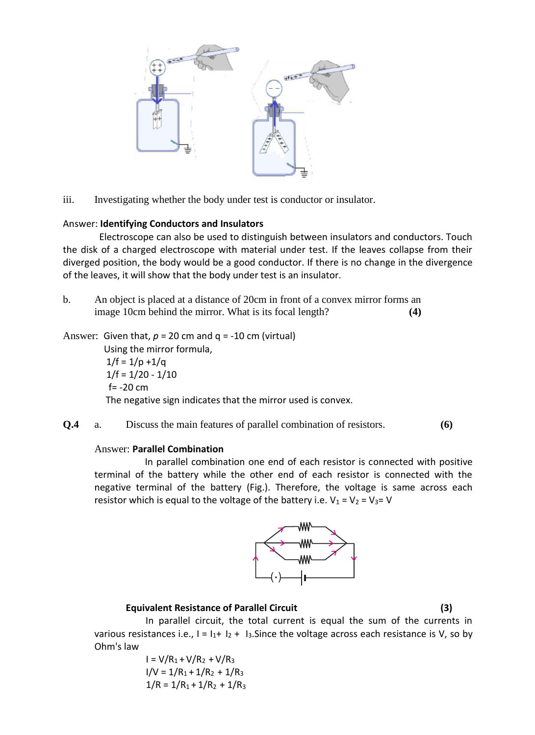iii. Investigating whether the body under test is conductor or insulator.

Answer: **Identifying Conductors and Insulators**

Electroscope can also be used to distinguish between insulators and conductors. Touch the disk of a charged electroscope with material under test. If the leaves collapse from their diverged position, the body would be a good conductor. If there is no change in the divergence of the leaves, it will show that the body under test is an insulator.

b. An object is placed at a distance of 20cm in front of a convex mirror forms an image 10cm behind the mirror. What is its focal length? **(4)**

Answer: Given that, $p$ = 20 cm and q = -10 cm (virtual)

Using the mirror formula,

$1/f = 1/p + 1/q$

$1/f = 1/20 - 1/10$

$f = -20$ cm

The negative sign indicates that the mirror used is convex.

**Q.4** a. Discuss the main features of parallel combination of resistors. **(6)**

Answer: **Parallel Combination**

In parallel combination one end of each resistor is connected with positive terminal of the battery while the other end of each resistor is connected with the negative terminal of the battery (Fig.). Therefore, the voltage is same across each resistor which is equal to the voltage of the battery i.e. $V_1 = V_2 = V_3 = V$

**Equivalent Resistance of Parallel Circuit** **(3)**

In parallel circuit, the total current is equal the sum of the currents in various resistances i.e., $I = I_1 + I_2 + I_3$.Since the voltage across each resistance is V, so by Ohm's law

$I = V/R_1 + V/R_2 + V/R_3$

$I/V = 1/R_1 + 1/R_2 + 1/R_3$

$1/R = 1/R_1 + 1/R_2 + 1/R_3$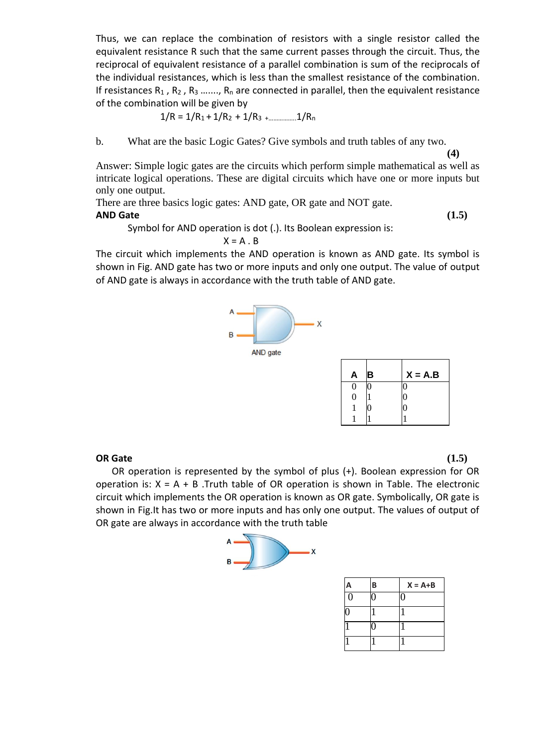Thus, we can replace the combination of resistors with a single resistor called the equivalent resistance R such that the same current passes through the circuit. Thus, the reciprocal of equivalent resistance of a parallel combination is sum of the reciprocals of the individual resistances, which is less than the smallest resistance of the combination. If resistances $R_1$ , $R_2$ , $R_3$ ......., $R_n$ are connected in parallel, then the equivalent resistance of the combination will be given by

$$1/R = 1/R_1 + 1/R_2 + 1/R_3 + \ldots 1/R_n$$

b. What are the basic Logic Gates? Give symbols and truth tables of any two. **(4)**

Answer: Simple logic gates are the circuits which perform simple mathematical as well as intricate logical operations. These are digital circuits which have one or more inputs but only one output.

There are three basics logic gates: AND gate, OR gate and NOT gate.

**AND Gate** **(1.5)**

Symbol for AND operation is dot (.). Its Boolean expression is:

$$X = A . B$$

The circuit which implements the AND operation is known as AND gate. Its symbol is shown in Fig. AND gate has two or more inputs and only one output. The value of output of AND gate is always in accordance with the truth table of AND gate.

AND gate

| A | B | X = A.B |
|---|---|---|
| 0 | 0 | 0 |
| 0 | 1 | 0 |
| 1 | 0 | 0 |
| 1 | 1 | 1 |

**OR Gate** **(1.5)**

OR operation is represented by the symbol of plus (+). Boolean expression for OR operation is: X = A + B .Truth table of OR operation is shown in Table. The electronic circuit which implements the OR operation is known as OR gate. Symbolically, OR gate is shown in Fig.It has two or more inputs and has only one output. The values of output of OR gate are always in accordance with the truth table

| A | B | X = A+B |
|---|---|---|
| 0 | 0 | 0 |
| 0 | 1 | 1 |
| 1 | 0 | 1 |
| 1 | 1 | 1 |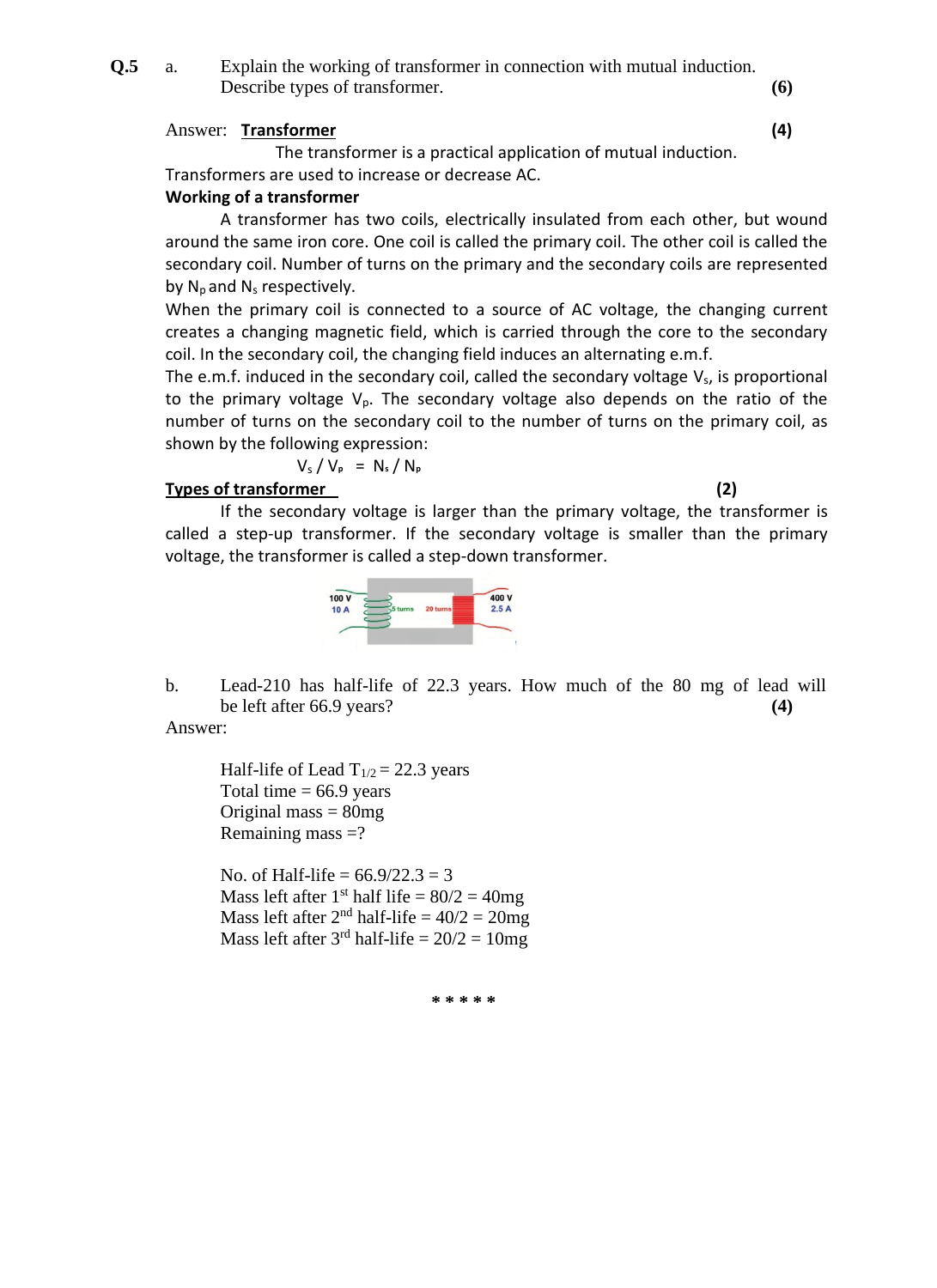**Q.5** a. Explain the working of transformer in connection with mutual induction. Describe types of transformer. **(6)**

Answer: **<u>Transformer</u>** **(4)**

The transformer is a practical application of mutual induction.
Transformers are used to increase or decrease AC.

**Working of a transformer**

A transformer has two coils, electrically insulated from each other, but wound around the same iron core. One coil is called the primary coil. The other coil is called the secondary coil. Number of turns on the primary and the secondary coils are represented by $N_p$ and $N_s$ respectively.

When the primary coil is connected to a source of AC voltage, the changing current creates a changing magnetic field, which is carried through the core to the secondary coil. In the secondary coil, the changing field induces an alternating e.m.f.

The e.m.f. induced in the secondary coil, called the secondary voltage $V_s$, is proportional to the primary voltage $V_p$. The secondary voltage also depends on the ratio of the number of turns on the secondary coil to the number of turns on the primary coil, as shown by the following expression:

$$V_s / V_p = N_s / N_p$$

**<u>Types of transformer</u>** **(2)**

If the secondary voltage is larger than the primary voltage, the transformer is called a step-up transformer. If the secondary voltage is smaller than the primary voltage, the transformer is called a step-down transformer.

100 V
10 A
5 turns
20 turns
400 V
2.5 A

b. Lead-210 has half-life of 22.3 years. How much of the 80 mg of lead will be left after 66.9 years? **(4)**

Answer:

Half-life of Lead $T_{1/2}$ = 22.3 years
Total time = 66.9 years
Original mass = 80mg
Remaining mass =?

No. of Half-life = 66.9/22.3 = 3
Mass left after 1st half life = 80/2 = 40mg
Mass left after 2nd half-life = 40/2 = 20mg
Mass left after 3rd half-life = 20/2 = 10mg

\* \* \* \* \*